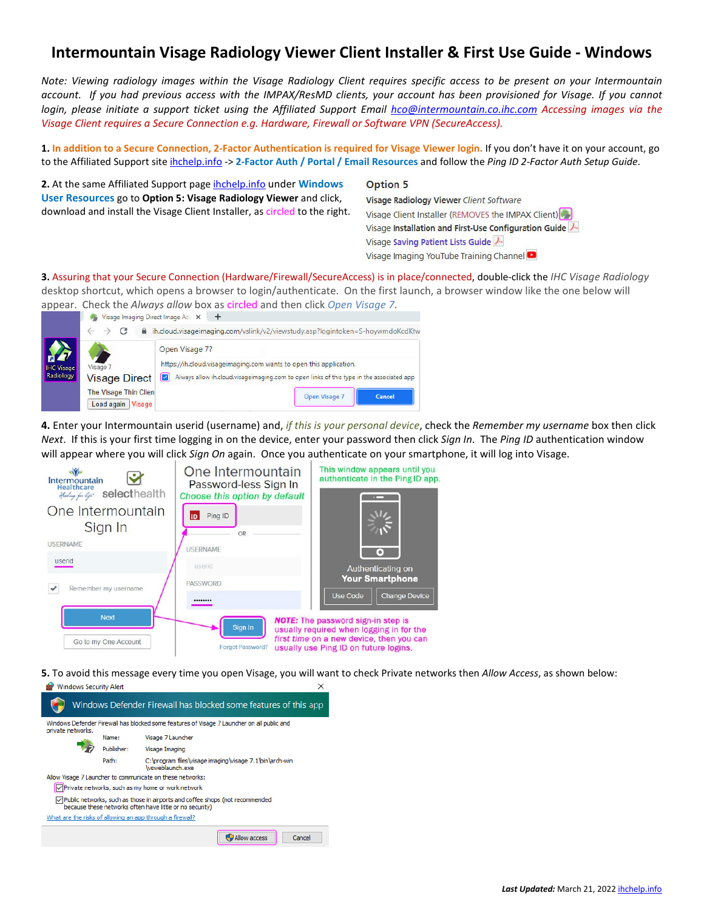# Intermountain Visage Radiology Viewer Client Installer & First Use Guide - Windows

*Note: Viewing radiology images within the Visage Radiology Client requires specific access to be present on your Intermountain account. If you had previous access with the IMPAX/ResMD clients, your account has been provisioned for Visage. If you cannot login, please initiate a support ticket using the Affiliated Support Email [hco@intermountain.co.ihc.com](mailto:hco@intermountain.co.ihc.com) Accessing images via the Visage Client requires a Secure Connection e.g. Hardware, Firewall or Software VPN (SecureAccess).*

**1.** **In addition to a Secure Connection, 2-Factor Authentication is required for Visage Viewer login.** If you don't have it on your account, go to the Affiliated Support site ihchelp.info -> **2-Factor Auth / Portal / Email Resources** and follow the *Ping ID 2-Factor Auth Setup Guide*.

**2.** At the same Affiliated Support page ihchelp.info under **Windows User Resources** go to **Option 5: Visage Radiology Viewer** and click, download and install the Visage Client Installer, as circled to the right.

**Option 5**

**Visage Radiology Viewer** *Client Software*
Visage Client Installer (REMOVES the IMPAX Client)
Visage **Installation and First-Use Configuration Guide**
Visage **Saving Patient Lists Guide**
Visage Imaging YouTube Training Channel

**3.** Assuring that your Secure Connection (Hardware/Firewall/SecureAccess) is in place/connected, double-click the *IHC Visage Radiology* desktop shortcut, which opens a browser to login/authenticate. On the first launch, a browser window like the one below will appear. Check the *Always allow* box as circled and then click *Open Visage 7*.

**4.** Enter your Intermountain userid (username) and, *if this is your personal device*, check the *Remember my username* box then click *Next*. If this is your first time logging in on the device, enter your password then click *Sign In*. The *Ping ID* authentication window will appear where you will click *Sign On* again. Once you authenticate on your smartphone, it will log into Visage.

This window appears until you authenticate in the Ping ID app.

One Intermountain Password-less Sign In — *Choose this option by default*

***NOTE:*** *The password sign-in step is usually required when logging in for the first time on a new device, then you can usually use Ping ID on future logins.*

**5.** To avoid this message every time you open Visage, you will want to check Private networks then *Allow Access*, as shown below:

***Last Updated:*** March 21, 2022 ihchelp.info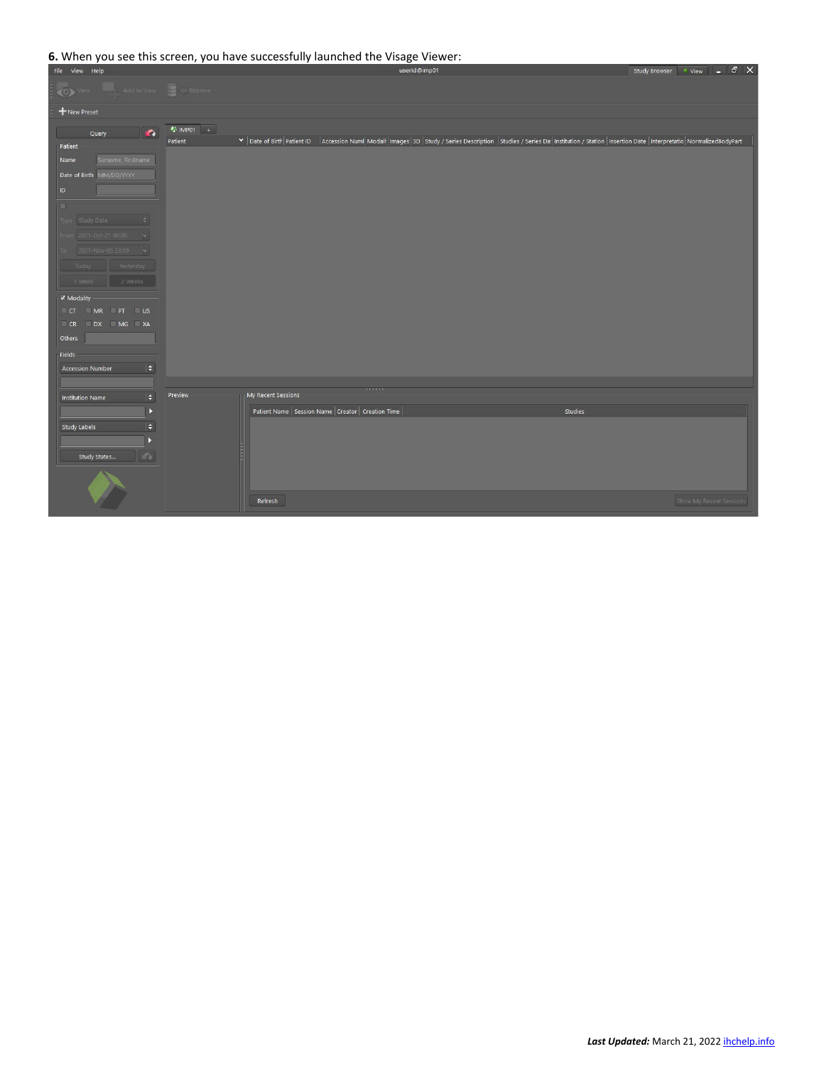**6.** When you see this screen, you have successfully launched the Visage Viewer: